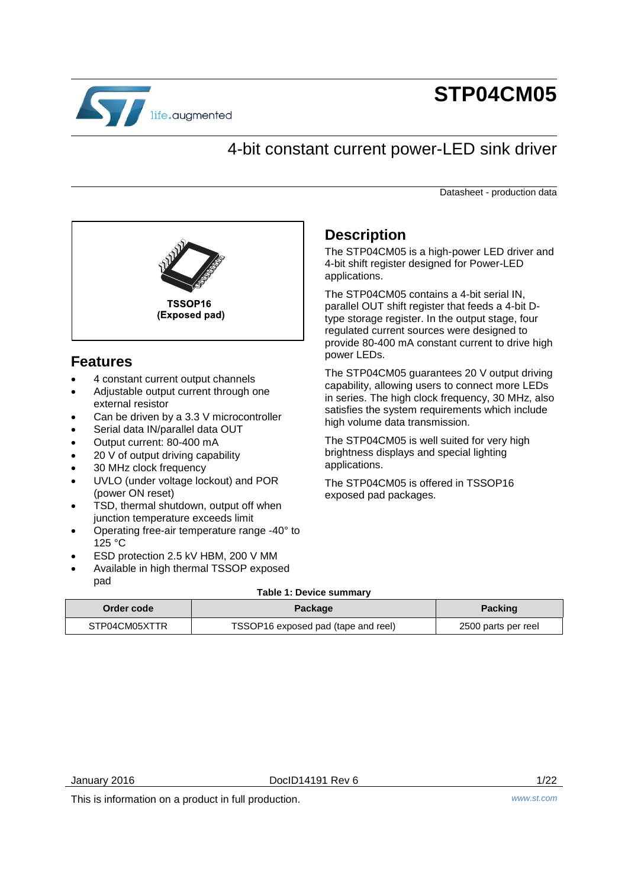# STP04CM05

## 4-bit constant current power-LED sink driver

Datasheet - production data

TSSOP16
(Exposed pad)

## Features

- 4 constant current output channels
- Adjustable output current through one external resistor
- Can be driven by a 3.3 V microcontroller
- Serial data IN/parallel data OUT
- Output current: 80-400 mA
- 20 V of output driving capability
- 30 MHz clock frequency
- UVLO (under voltage lockout) and POR (power ON reset)
- TSD, thermal shutdown, output off when junction temperature exceeds limit
- Operating free-air temperature range -40° to 125 °C
- ESD protection 2.5 kV HBM, 200 V MM
- Available in high thermal TSSOP exposed pad

## Description

The STP04CM05 is a high-power LED driver and 4-bit shift register designed for Power-LED applications.

The STP04CM05 contains a 4-bit serial IN, parallel OUT shift register that feeds a 4-bit D-type storage register. In the output stage, four regulated current sources were designed to provide 80-400 mA constant current to drive high power LEDs.

The STP04CM05 guarantees 20 V output driving capability, allowing users to connect more LEDs in series. The high clock frequency, 30 MHz, also satisfies the system requirements which include high volume data transmission.

The STP04CM05 is well suited for very high brightness displays and special lighting applications.

The STP04CM05 is offered in TSSOP16 exposed pad packages.

**Table 1: Device summary**

| Order code | Package | Packing |
|---|---|---|
| STP04CM05XTTR | TSSOP16 exposed pad (tape and reel) | 2500 parts per reel |

January 2016 DocID14191 Rev 6

This is information on a product in full production.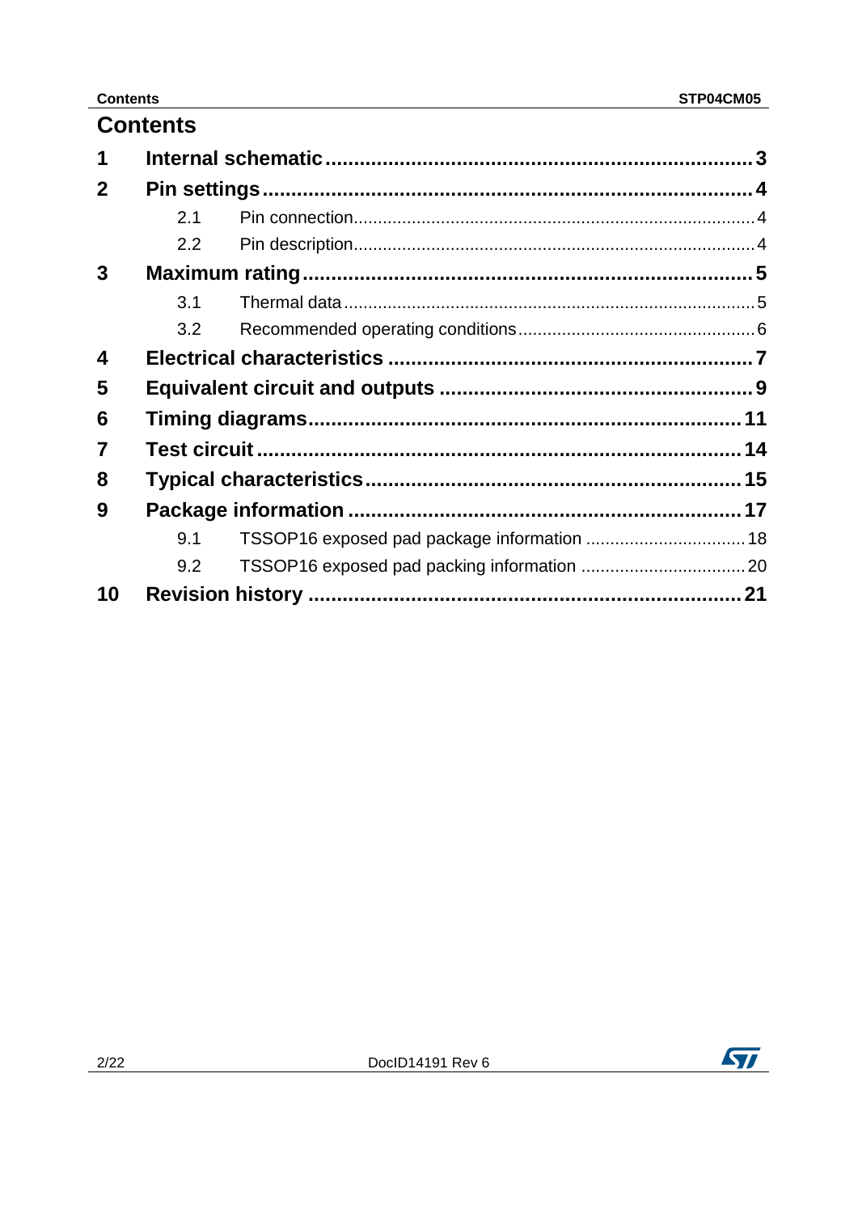# Contents

1 Internal schematic ........................................................................ 3

2 Pin settings ................................................................................ 4

  2.1 Pin connection ........................................................................ 4

  2.2 Pin description ........................................................................ 4

3 Maximum rating ........................................................................... 5

  3.1 Thermal data .......................................................................... 5

  3.2 Recommended operating conditions ............................................. 6

4 Electrical characteristics ............................................................... 7

5 Equivalent circuit and outputs ........................................................ 9

6 Timing diagrams ......................................................................... 11

7 Test circuit ................................................................................. 14

8 Typical characteristics .................................................................. 15

9 Package information .................................................................... 17

  9.1 TSSOP16 exposed pad package information ................................ 18

  9.2 TSSOP16 exposed pad packing information ................................. 20

10 Revision history ......................................................................... 21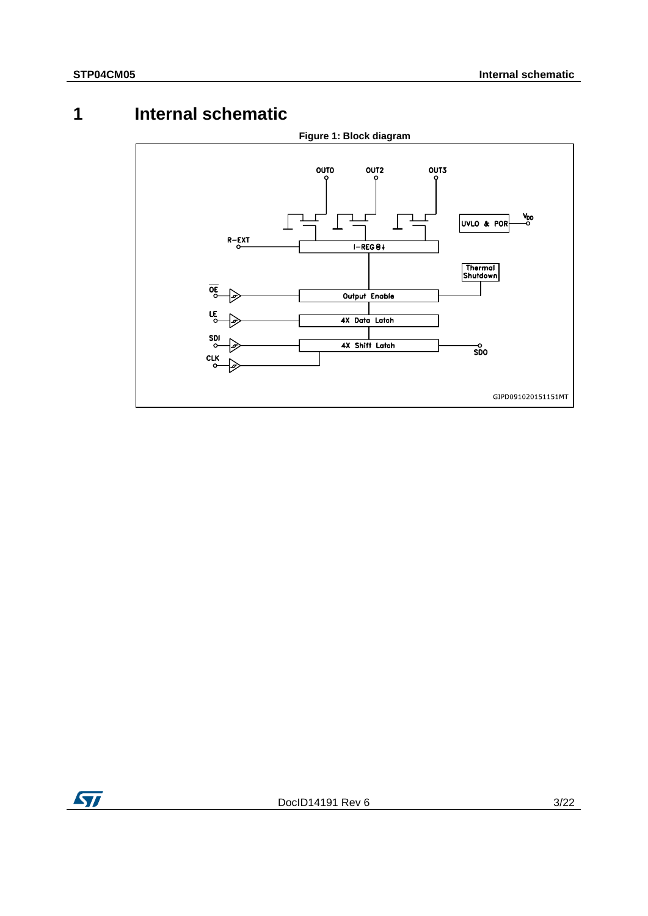# 1 Internal schematic

**Figure 1: Block diagram**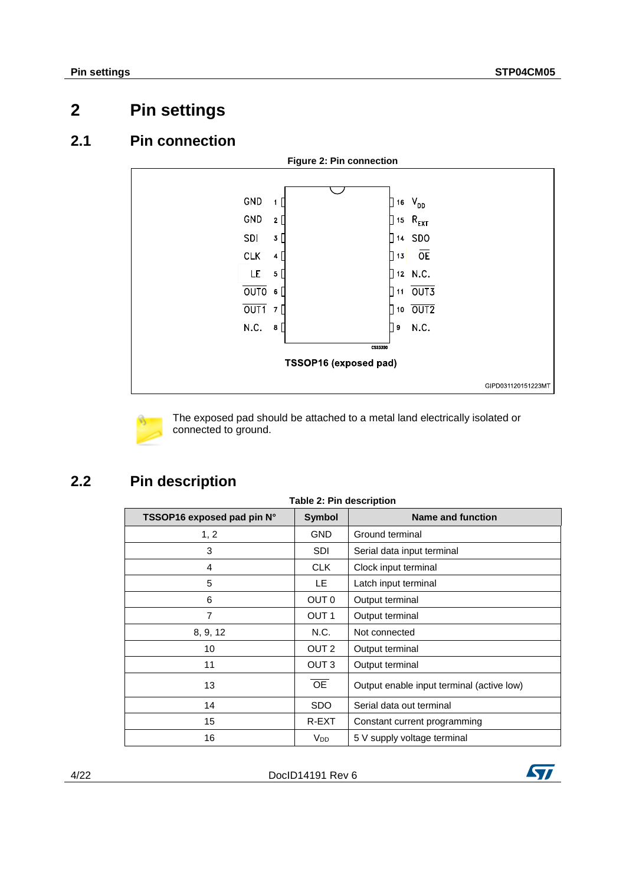# 2 Pin settings

## 2.1 Pin connection

**Figure 2: Pin connection**

| Pin name | Pin | | Pin | Pin name |
|---|---|---|---|---|
| GND | 1 | | 16 | $V_{DD}$ |
| GND | 2 | | 15 | $R_{EXT}$ |
| SDI | 3 | | 14 | SDO |
| CLK | 4 | | 13 | $\overline{OE}$ |
| LE | 5 | | 12 | N.C. |
| $\overline{OUT0}$ | 6 | | 11 | $\overline{OUT3}$ |
| $\overline{OUT1}$ | 7 | | 10 | $\overline{OUT2}$ |
| N.C. | 8 | | 9 | N.C. |

CS33390

TSSOP16 (exposed pad)

GIPD031120151223MT

The exposed pad should be attached to a metal land electrically isolated or connected to ground.

## 2.2 Pin description

**Table 2: Pin description**

| TSSOP16 exposed pad pin N° | Symbol | Name and function |
|---|---|---|
| 1, 2 | GND | Ground terminal |
| 3 | SDI | Serial data input terminal |
| 4 | CLK | Clock input terminal |
| 5 | LE | Latch input terminal |
| 6 | OUT 0 | Output terminal |
| 7 | OUT 1 | Output terminal |
| 8, 9, 12 | N.C. | Not connected |
| 10 | OUT 2 | Output terminal |
| 11 | OUT 3 | Output terminal |
| 13 | $\overline{OE}$ | Output enable input terminal (active low) |
| 14 | SDO | Serial data out terminal |
| 15 | R-EXT | Constant current programming |
| 16 | $V_{DD}$ | 5 V supply voltage terminal |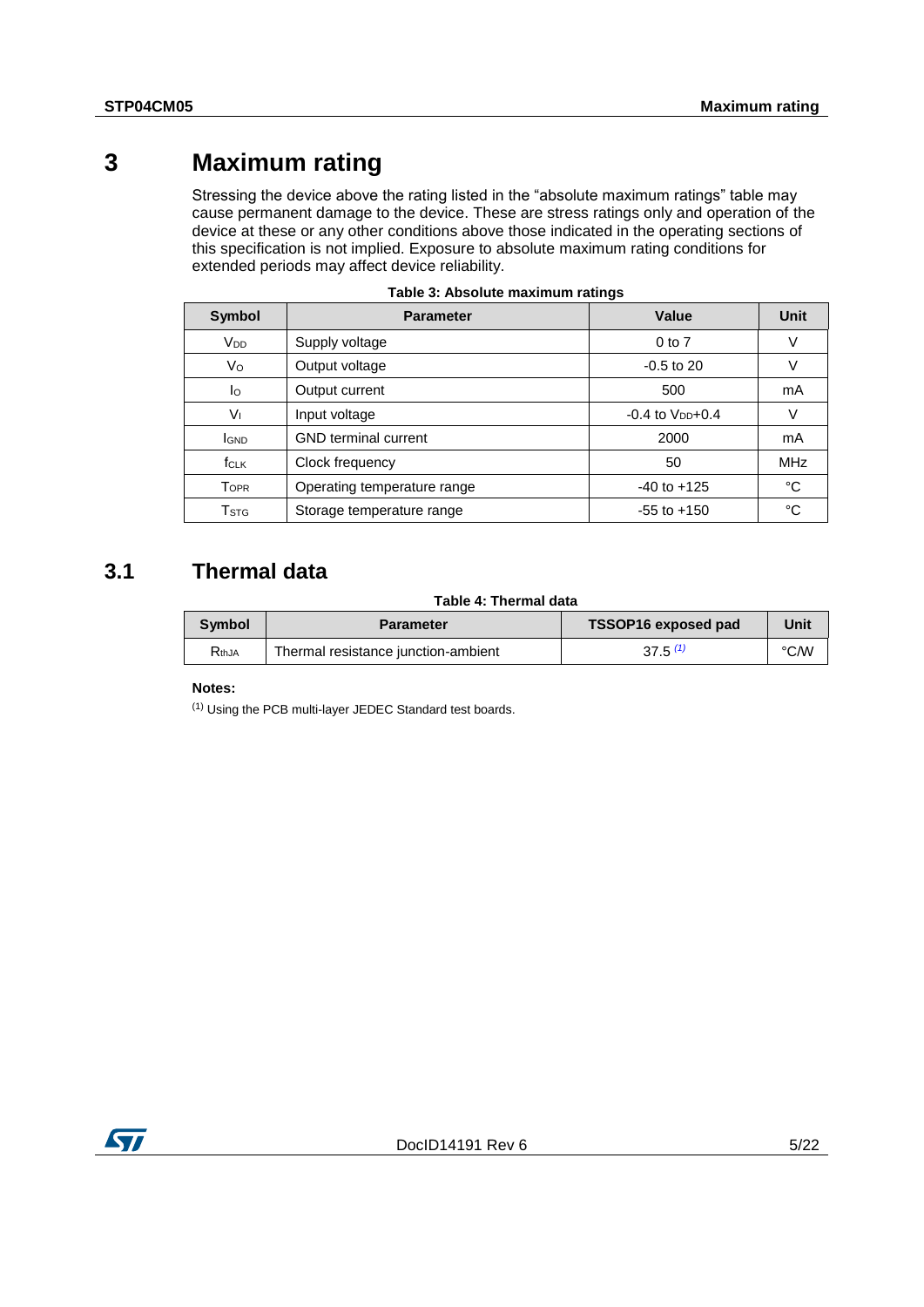# 3 Maximum rating

Stressing the device above the rating listed in the "absolute maximum ratings" table may cause permanent damage to the device. These are stress ratings only and operation of the device at these or any other conditions above those indicated in the operating sections of this specification is not implied. Exposure to absolute maximum rating conditions for extended periods may affect device reliability.

**Table 3: Absolute maximum ratings**

| Symbol | Parameter | Value | Unit |
|---|---|---|---|
| $V_{DD}$ | Supply voltage | 0 to 7 | V |
| $V_O$ | Output voltage | -0.5 to 20 | V |
| $I_O$ | Output current | 500 | mA |
| $V_I$ | Input voltage | -0.4 to $V_{DD}$+0.4 | V |
| $I_{GND}$ | GND terminal current | 2000 | mA |
| $f_{CLK}$ | Clock frequency | 50 | MHz |
| $T_{OPR}$ | Operating temperature range | -40 to +125 | °C |
| $T_{STG}$ | Storage temperature range | -55 to +150 | °C |

## 3.1 Thermal data

**Table 4: Thermal data**

| Symbol | Parameter | TSSOP16 exposed pad | Unit |
|---|---|---|---|
| $R_{thJA}$ | Thermal resistance junction-ambient | 37.5 (1) | °C/W |

**Notes:**

(1) Using the PCB multi-layer JEDEC Standard test boards.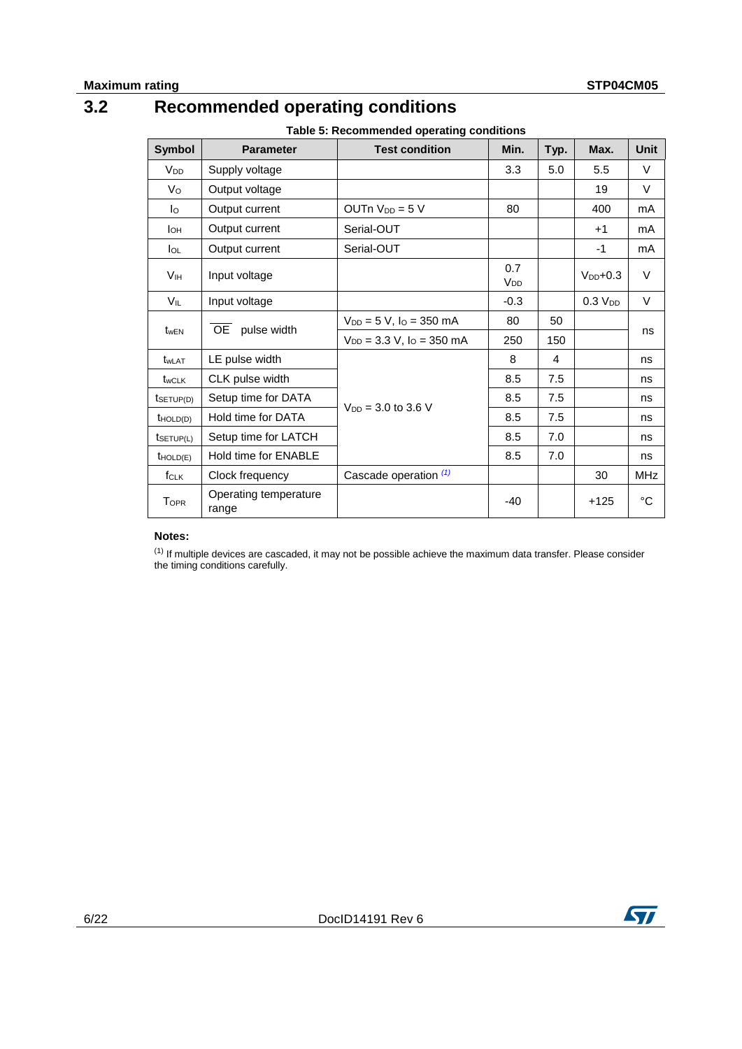## 3.2 Recommended operating conditions

**Table 5: Recommended operating conditions**

| Symbol | Parameter | Test condition | Min. | Typ. | Max. | Unit |
|---|---|---|---|---|---|---|
| $V_{DD}$ | Supply voltage | | 3.3 | 5.0 | 5.5 | V |
| $V_O$ | Output voltage | | | | 19 | V |
| $I_O$ | Output current | OUTn $V_{DD}$ = 5 V | 80 | | 400 | mA |
| $I_{OH}$ | Output current | Serial-OUT | | | +1 | mA |
| $I_{OL}$ | Output current | Serial-OUT | | | -1 | mA |
| $V_{IH}$ | Input voltage | | 0.7 $V_{DD}$ | | $V_{DD}$+0.3 | V |
| $V_{IL}$ | Input voltage | | -0.3 | | 0.3 $V_{DD}$ | V |
| $t_{wEN}$ | $\overline{OE}$ pulse width | $V_{DD}$ = 5 V, $I_O$ = 350 mA | 80 | 50 | | ns |
| | | $V_{DD}$ = 3.3 V, $I_O$ = 350 mA | 250 | 150 | | |
| $t_{wLAT}$ | LE pulse width | $V_{DD}$ = 3.0 to 3.6 V | 8 | 4 | | ns |
| $t_{wCLK}$ | CLK pulse width | | 8.5 | 7.5 | | ns |
| $t_{SETUP(D)}$ | Setup time for DATA | | 8.5 | 7.5 | | ns |
| $t_{HOLD(D)}$ | Hold time for DATA | | 8.5 | 7.5 | | ns |
| $t_{SETUP(L)}$ | Setup time for LATCH | | 8.5 | 7.0 | | ns |
| $t_{HOLD(E)}$ | Hold time for ENABLE | | 8.5 | 7.0 | | ns |
| $f_{CLK}$ | Clock frequency | Cascade operation (1) | | | 30 | MHz |
| $T_{OPR}$ | Operating temperature range | | -40 | | +125 | °C |

**Notes:**

(1) If multiple devices are cascaded, it may not be possible achieve the maximum data transfer. Please consider the timing conditions carefully.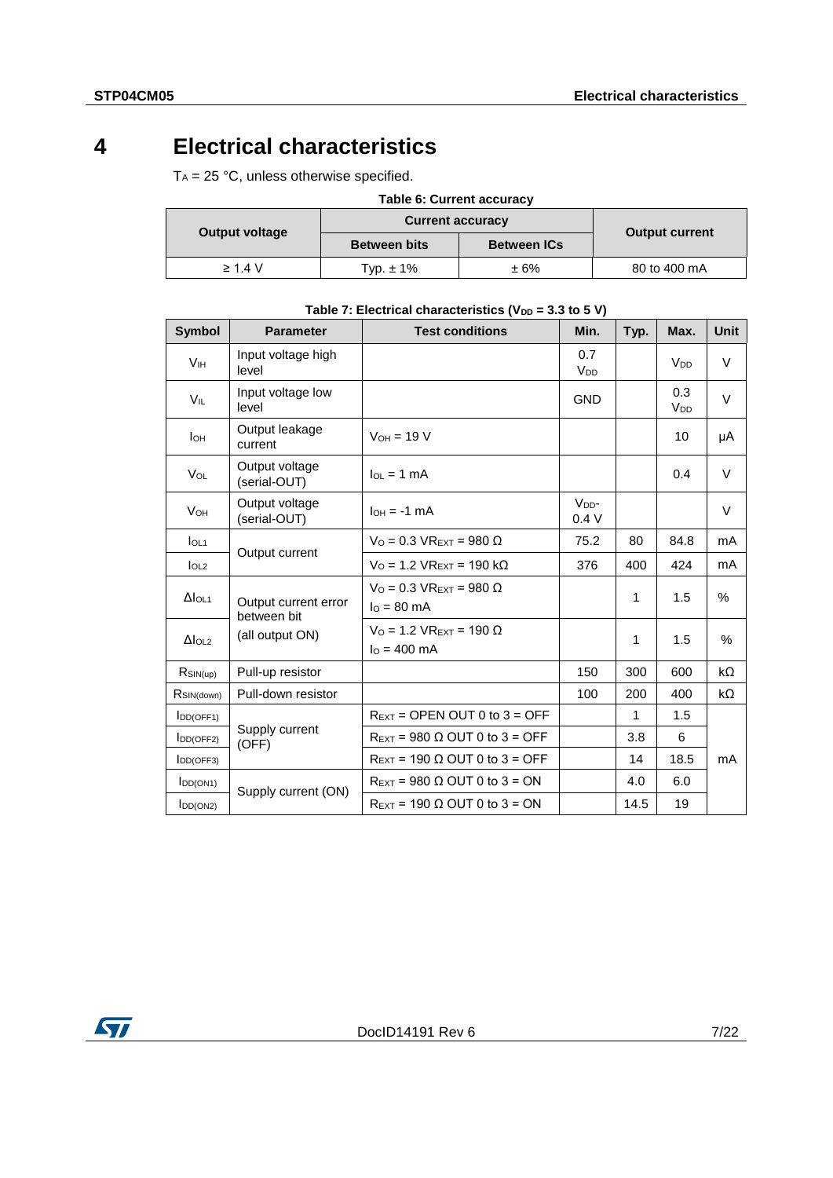# 4 Electrical characteristics

$T_A$ = 25 °C, unless otherwise specified.

**Table 6: Current accuracy**

| Output voltage | Current accuracy | | Output current |
|---|---|---|---|
| | Between bits | Between ICs | |
| ≥ 1.4 V | Typ. ± 1% | ± 6% | 80 to 400 mA |

**Table 7: Electrical characteristics ($V_{DD}$ = 3.3 to 5 V)**

| Symbol | Parameter | Test conditions | Min. | Typ. | Max. | Unit |
|---|---|---|---|---|---|---|
| $V_{IH}$ | Input voltage high level | | 0.7 $V_{DD}$ | | $V_{DD}$ | V |
| $V_{IL}$ | Input voltage low level | | GND | | 0.3 $V_{DD}$ | V |
| $I_{OH}$ | Output leakage current | $V_{OH}$ = 19 V | | | 10 | µA |
| $V_{OL}$ | Output voltage (serial-OUT) | $I_{OL}$ = 1 mA | | | 0.4 | V |
| $V_{OH}$ | Output voltage (serial-OUT) | $I_{OH}$ = -1 mA | $V_{DD}$- 0.4 V | | | V |
| $I_{OL1}$ | Output current | $V_O$ = 0.3 V$R_{EXT}$ = 980 Ω | 75.2 | 80 | 84.8 | mA |
| $I_{OL2}$ | | $V_O$ = 1.2 V$R_{EXT}$ = 190 kΩ | 376 | 400 | 424 | mA |
| $\Delta I_{OL1}$ | Output current error between bit (all output ON) | $V_O$ = 0.3 V$R_{EXT}$ = 980 Ω $I_O$ = 80 mA | | 1 | 1.5 | % |
| $\Delta I_{OL2}$ | | $V_O$ = 1.2 V$R_{EXT}$ = 190 Ω $I_O$ = 400 mA | | 1 | 1.5 | % |
| $R_{SIN(up)}$ | Pull-up resistor | | 150 | 300 | 600 | kΩ |
| $R_{SIN(down)}$ | Pull-down resistor | | 100 | 200 | 400 | kΩ |
| $I_{DD(OFF1)}$ | Supply current (OFF) | $R_{EXT}$ = OPEN OUT 0 to 3 = OFF | | 1 | 1.5 | mA |
| $I_{DD(OFF2)}$ | | $R_{EXT}$ = 980 Ω OUT 0 to 3 = OFF | | 3.8 | 6 | |
| $I_{DD(OFF3)}$ | | $R_{EXT}$ = 190 Ω OUT 0 to 3 = OFF | | 14 | 18.5 | |
| $I_{DD(ON1)}$ | Supply current (ON) | $R_{EXT}$ = 980 Ω OUT 0 to 3 = ON | | 4.0 | 6.0 | |
| $I_{DD(ON2)}$ | | $R_{EXT}$ = 190 Ω OUT 0 to 3 = ON | | 14.5 | 19 | |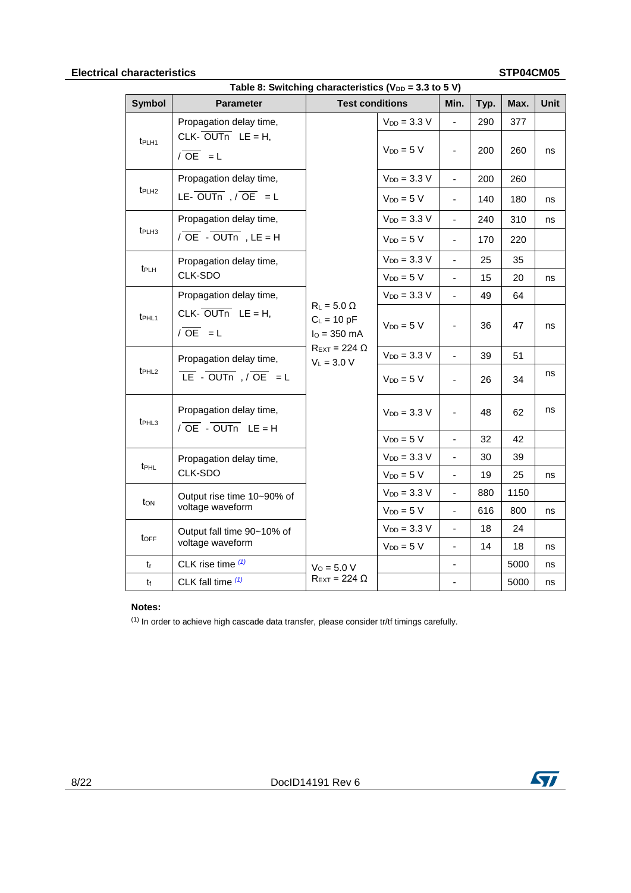**Table 8: Switching characteristics ($V_{DD}$ = 3.3 to 5 V)**

| Symbol | Parameter | Test conditions | | Min. | Typ. | Max. | Unit |
|---|---|---|---|---|---|---|---|
| $t_{PLH1}$ | Propagation delay time, CLK- $\overline{OUTn}$ LE = H, / $\overline{OE}$ = L | $R_L$ = 5.0 Ω, $C_L$ = 10 pF, $I_O$ = 350 mA, $R_{EXT}$ = 224 Ω, $V_L$ = 3.0 V | $V_{DD}$ = 3.3 V | - | 290 | 377 | |
| | | | $V_{DD}$ = 5 V | - | 200 | 260 | ns |
| $t_{PLH2}$ | Propagation delay time, LE- $\overline{OUTn}$ , / $\overline{OE}$ = L | | $V_{DD}$ = 3.3 V | - | 200 | 260 | |
| | | | $V_{DD}$ = 5 V | - | 140 | 180 | ns |
| $t_{PLH3}$ | Propagation delay time, / $\overline{OE}$ - $\overline{OUTn}$ , LE = H | | $V_{DD}$ = 3.3 V | - | 240 | 310 | ns |
| | | | $V_{DD}$ = 5 V | - | 170 | 220 | |
| $t_{PLH}$ | Propagation delay time, CLK-SDO | | $V_{DD}$ = 3.3 V | - | 25 | 35 | |
| | | | $V_{DD}$ = 5 V | - | 15 | 20 | ns |
| $t_{PHL1}$ | Propagation delay time, CLK- $\overline{OUTn}$ LE = H, / $\overline{OE}$ = L | | $V_{DD}$ = 3.3 V | - | 49 | 64 | |
| | | | $V_{DD}$ = 5 V | - | 36 | 47 | ns |
| $t_{PHL2}$ | Propagation delay time, $\overline{LE}$ - $\overline{OUTn}$ , / $\overline{OE}$ = L | | $V_{DD}$ = 3.3 V | - | 39 | 51 | |
| | | | $V_{DD}$ = 5 V | - | 26 | 34 | ns |
| $t_{PHL3}$ | Propagation delay time, / $\overline{OE}$ - $\overline{OUTn}$ LE = H | | $V_{DD}$ = 3.3 V | - | 48 | 62 | ns |
| | | | $V_{DD}$ = 5 V | - | 32 | 42 | |
| $t_{PHL}$ | Propagation delay time, CLK-SDO | | $V_{DD}$ = 3.3 V | - | 30 | 39 | |
| | | | $V_{DD}$ = 5 V | - | 19 | 25 | ns |
| $t_{ON}$ | Output rise time 10~90% of voltage waveform | | $V_{DD}$ = 3.3 V | - | 880 | 1150 | |
| | | | $V_{DD}$ = 5 V | - | 616 | 800 | ns |
| $t_{OFF}$ | Output fall time 90~10% of voltage waveform | | $V_{DD}$ = 3.3 V | - | 18 | 24 | |
| | | | $V_{DD}$ = 5 V | - | 14 | 18 | ns |
| $t_r$ | CLK rise time (1) | $V_O$ = 5.0 V, $R_{EXT}$ = 224 Ω | | - | | 5000 | ns |
| $t_f$ | CLK fall time (1) | | | - | | 5000 | ns |

**Notes:**

(1) In order to achieve high cascade data transfer, please consider tr/tf timings carefully.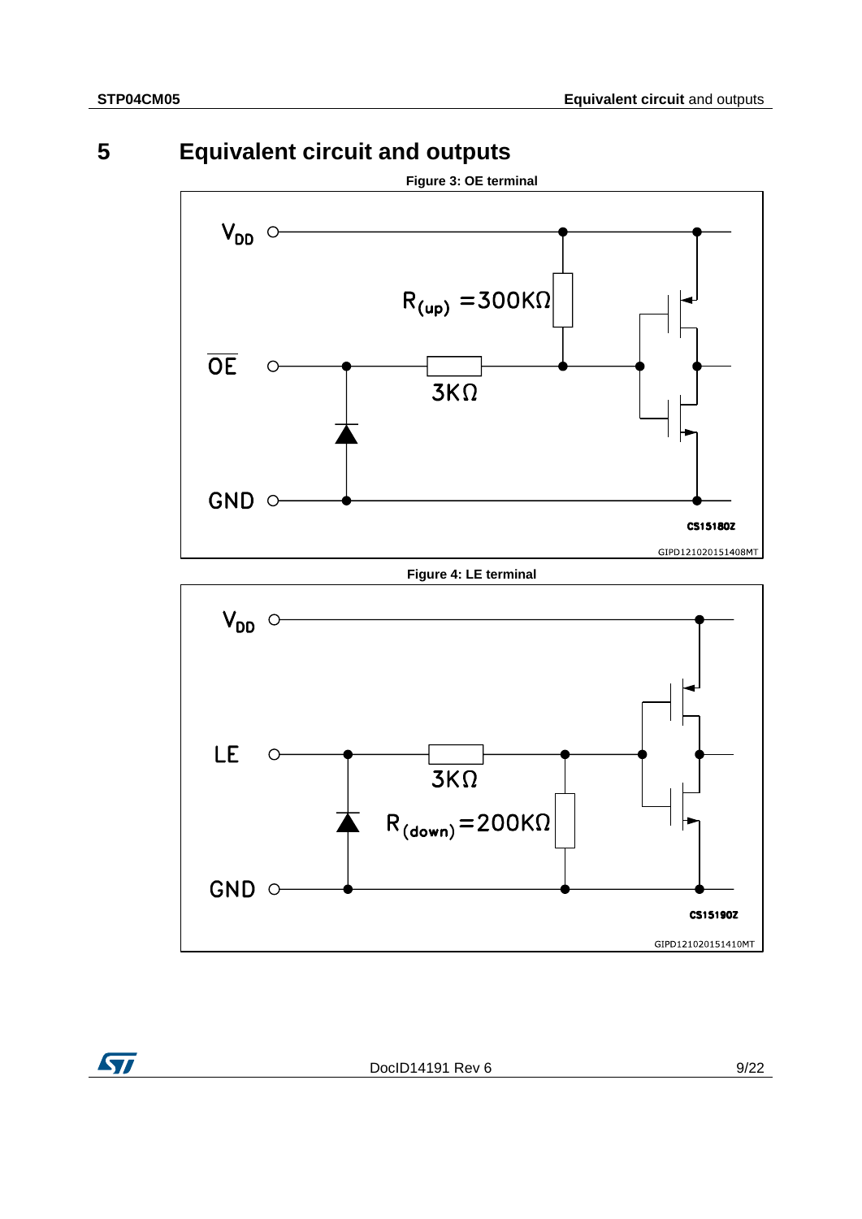# 5 Equivalent circuit and outputs

**Figure 3: OE terminal**

**Figure 4: LE terminal**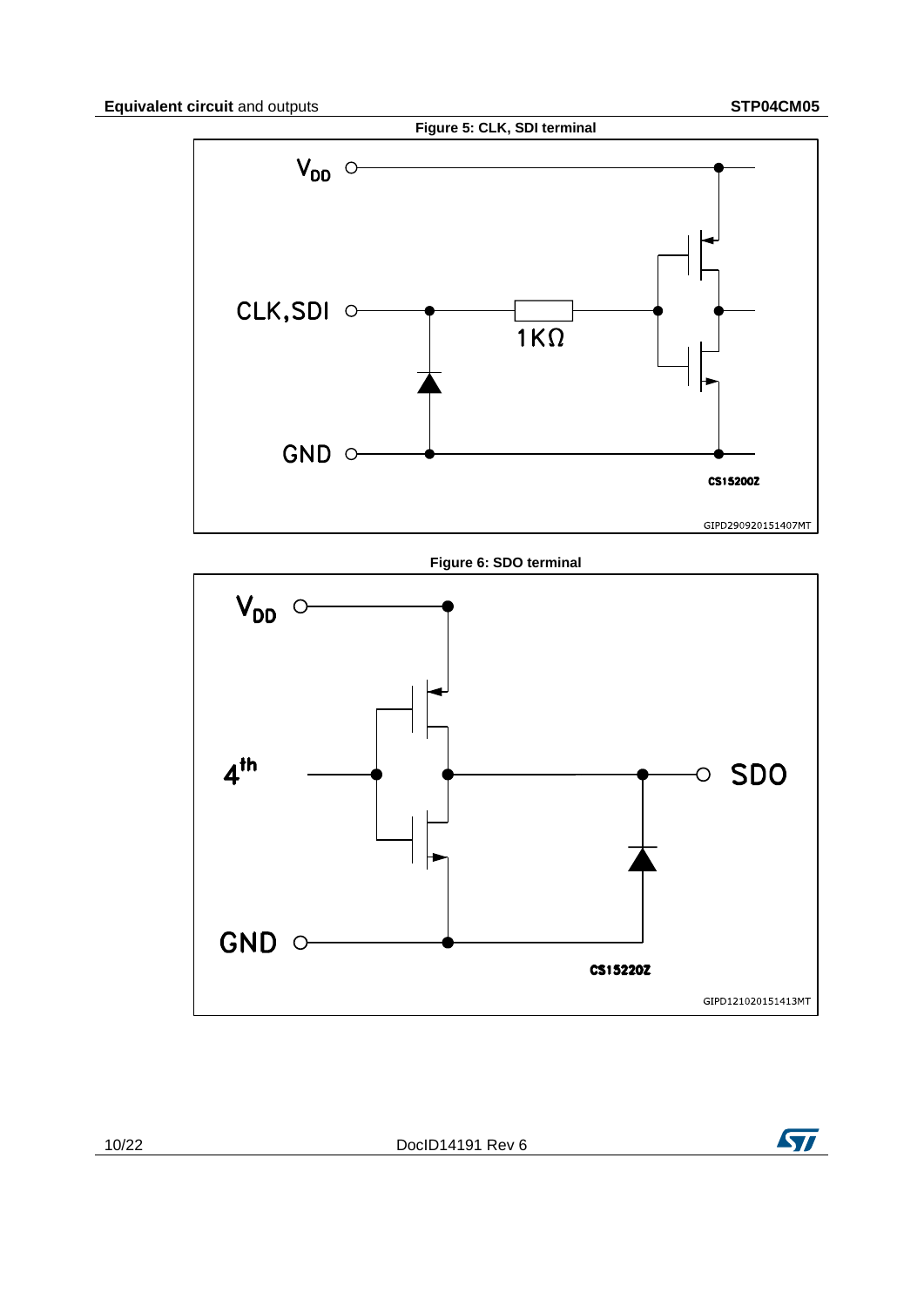**Figure 5: CLK, SDI terminal**

**Figure 6: SDO terminal**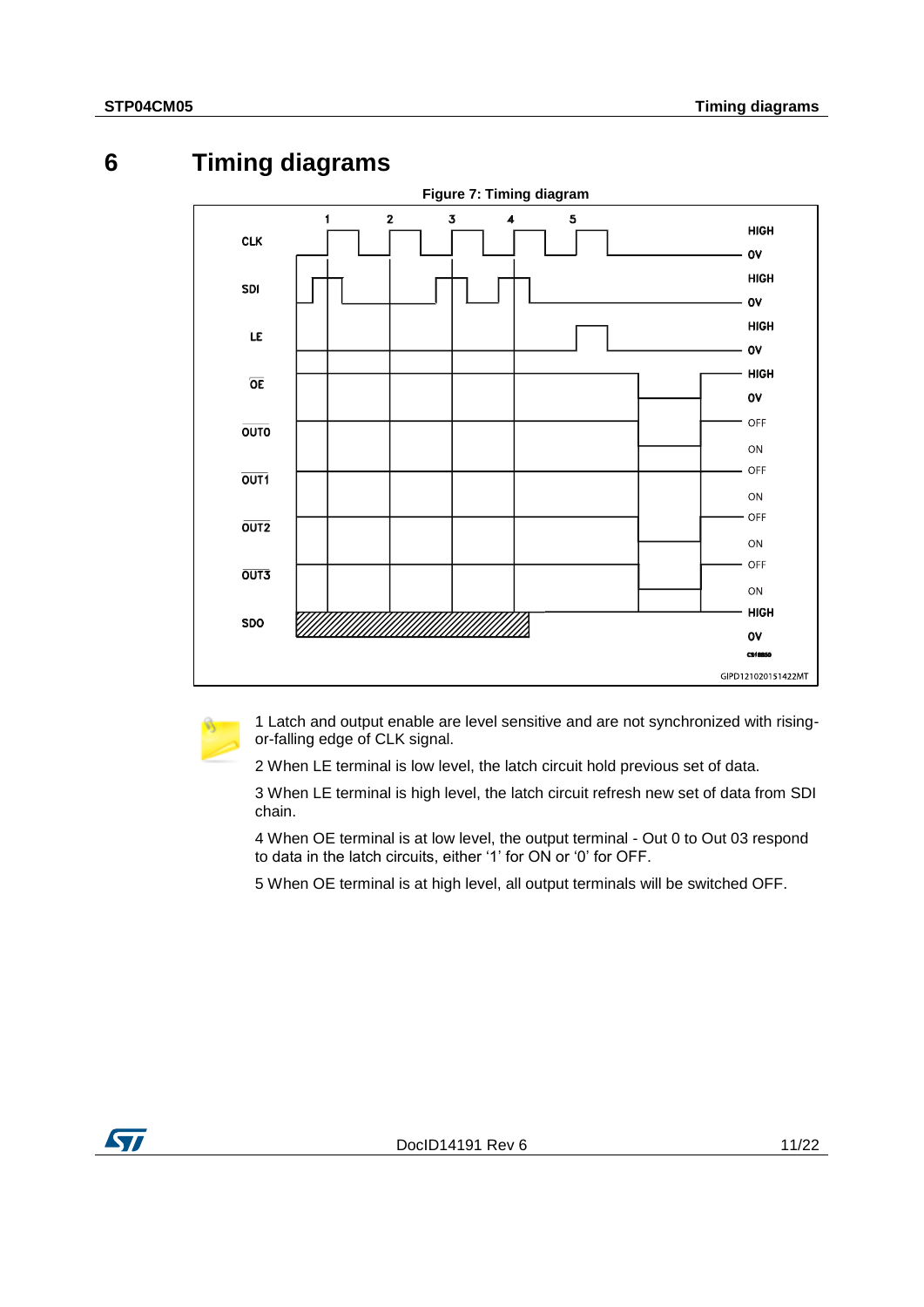# 6 Timing diagrams

**Figure 7: Timing diagram**

1 Latch and output enable are level sensitive and are not synchronized with rising-or-falling edge of CLK signal.

2 When LE terminal is low level, the latch circuit hold previous set of data.

3 When LE terminal is high level, the latch circuit refresh new set of data from SDI chain.

4 When OE terminal is at low level, the output terminal - Out 0 to Out 03 respond to data in the latch circuits, either '1' for ON or '0' for OFF.

5 When OE terminal is at high level, all output terminals will be switched OFF.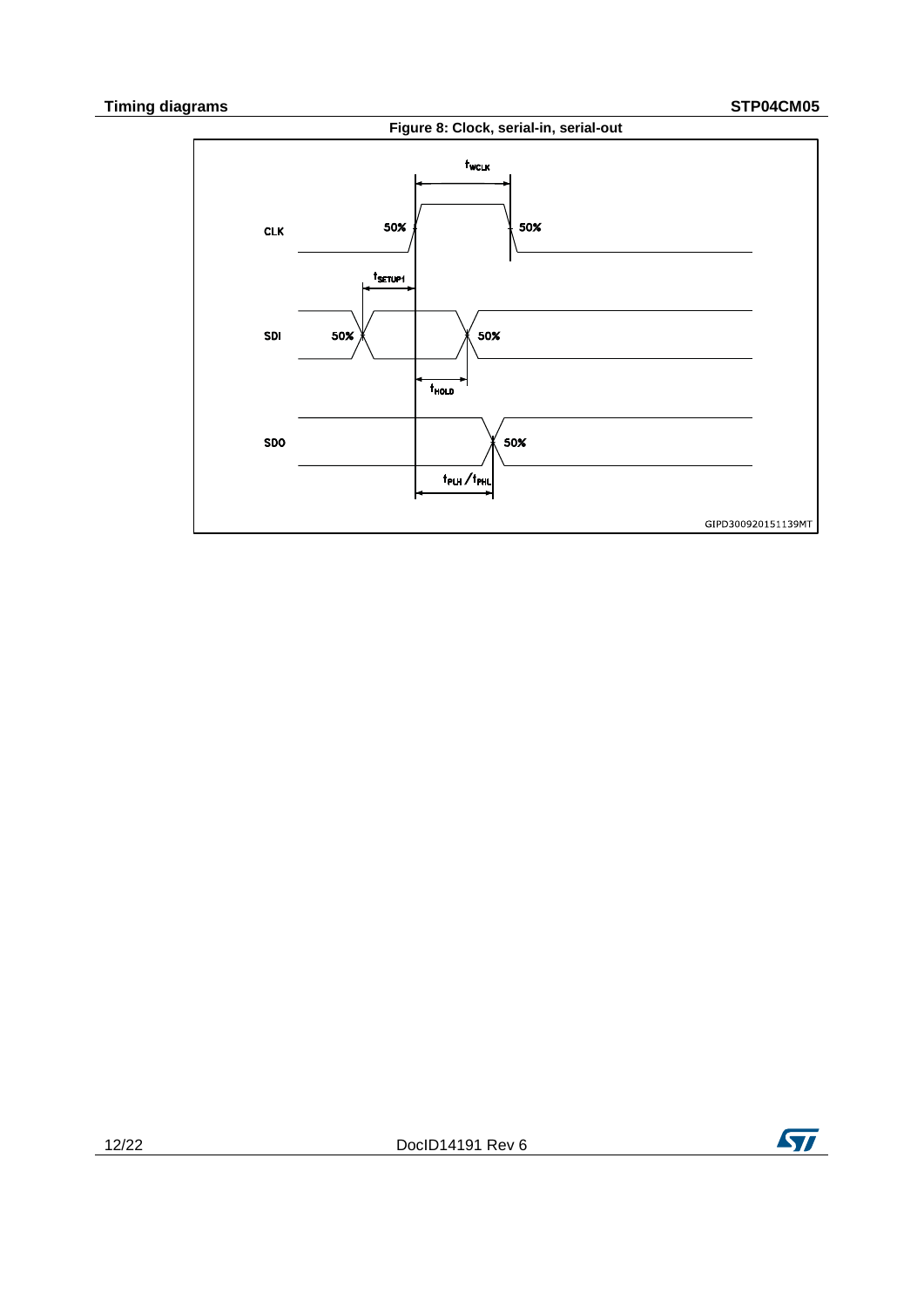**Figure 8: Clock, serial-in, serial-out**

CLK

SDI

SDO

50%

$t_{WCLK}$

$t_{SETUP1}$

$t_{HOLD}$

$t_{PLH}$ / $t_{PHL}$

GIPD300920151139MT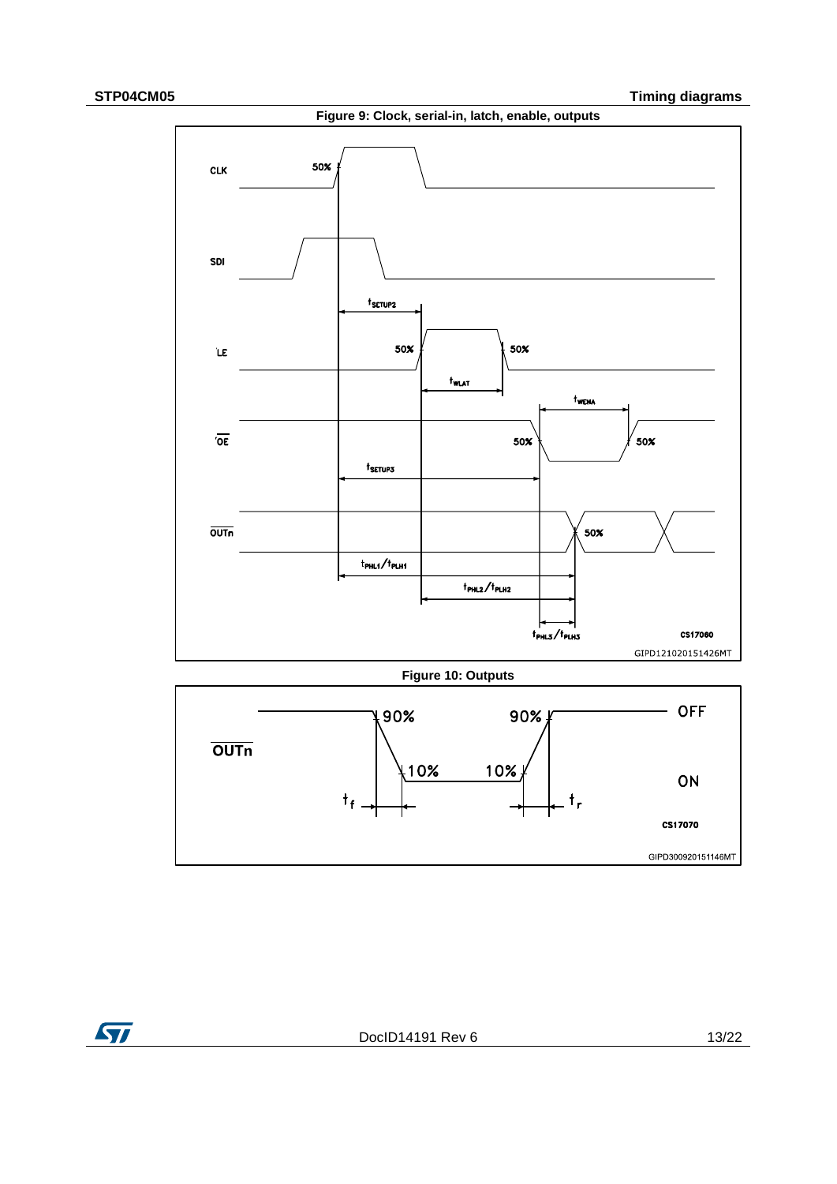Figure 9: Clock, serial-in, latch, enable, outputs

Figure 10: Outputs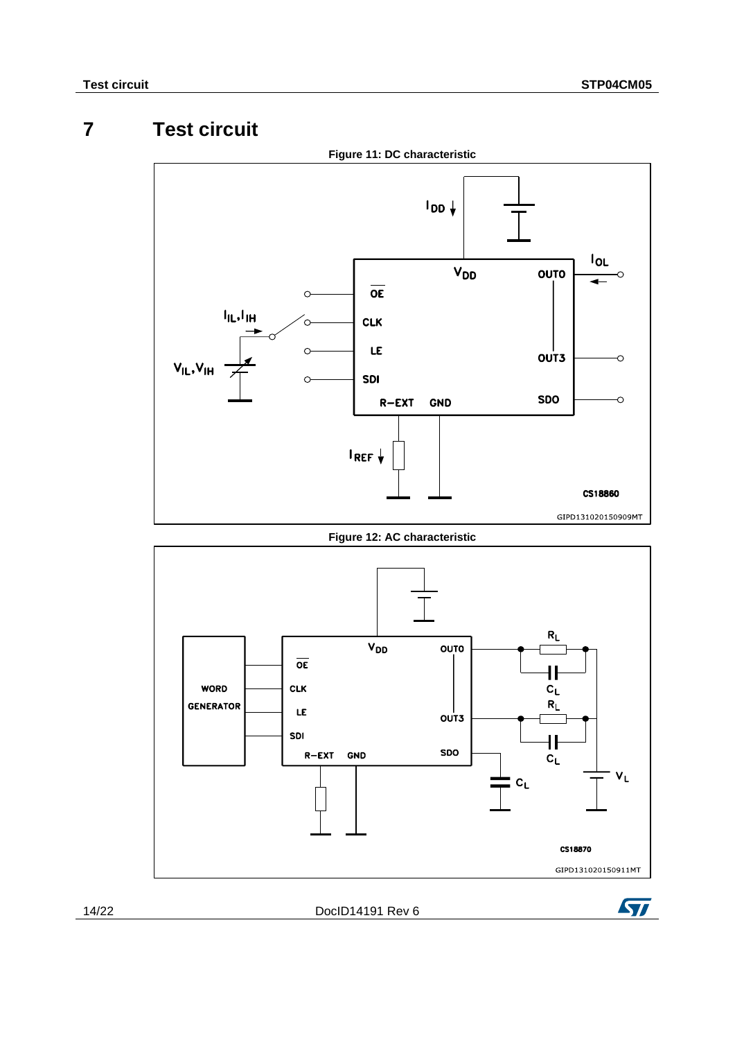# 7 Test circuit

**Figure 11: DC characteristic**

**Figure 12: AC characteristic**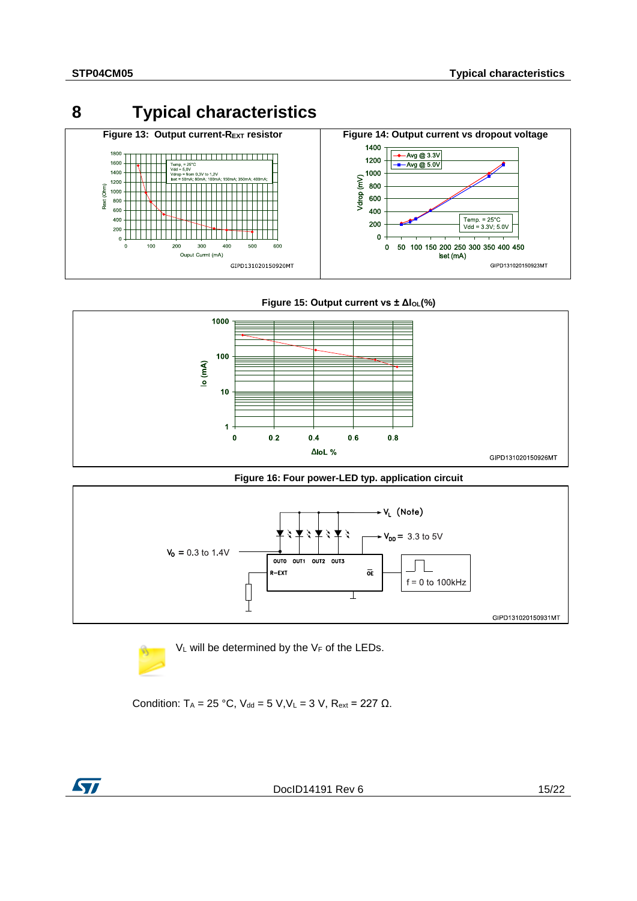# 8 Typical characteristics

**Figure 13: Output current-$R_{EXT}$ resistor**

**Figure 14: Output current vs dropout voltage**

**Figure 15: Output current vs ± $\Delta I_{OL}$(%)**

**Figure 16: Four power-LED typ. application circuit**

$V_L$ will be determined by the $V_F$ of the LEDs.

Condition: $T_A$ = 25 °C, $V_{dd}$ = 5 V,$V_L$ = 3 V, $R_{ext}$ = 227 Ω.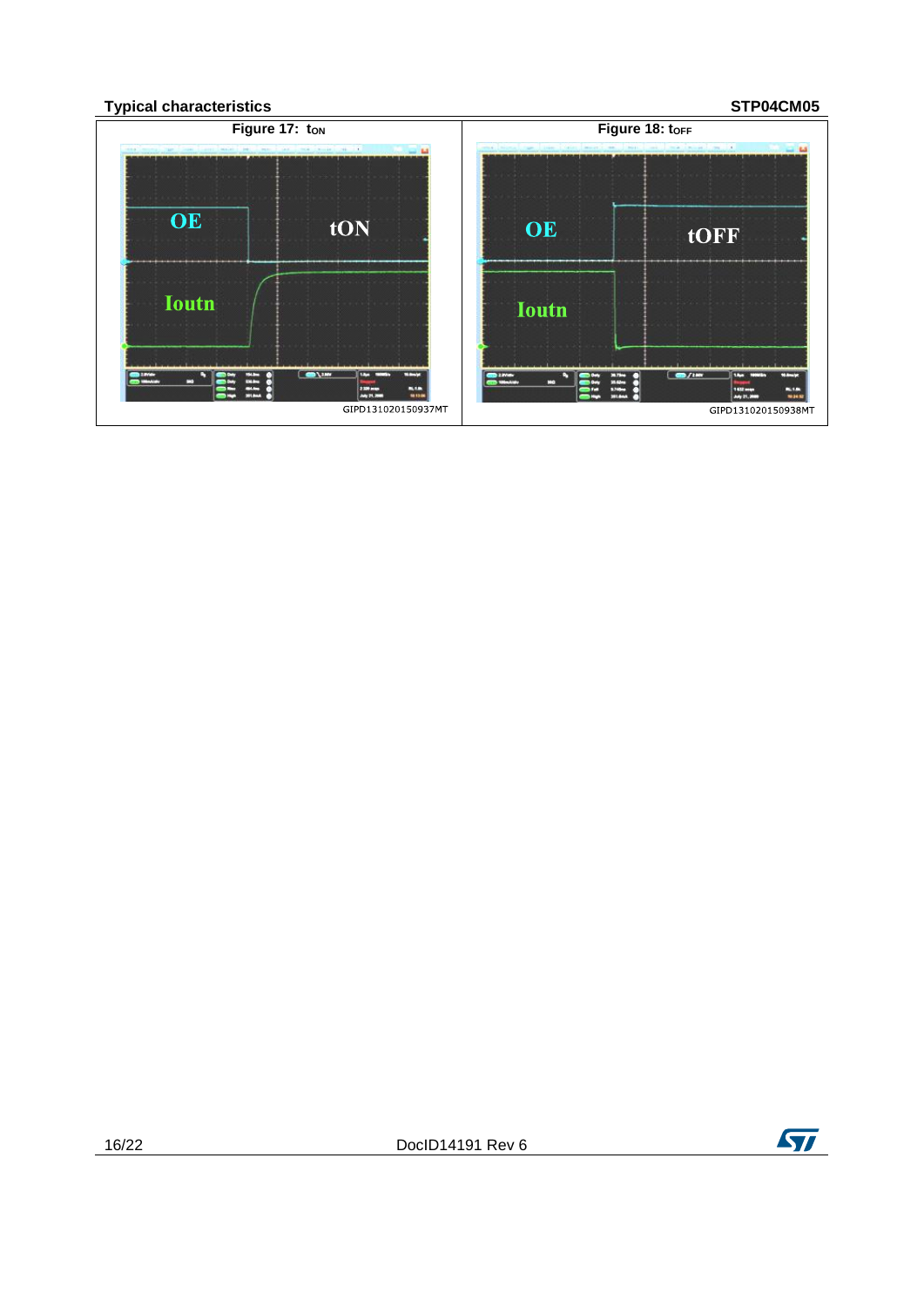Figure 17: $t_{ON}$

GIPD131020150937MT

Figure 18: $t_{OFF}$

GIPD131020150938MT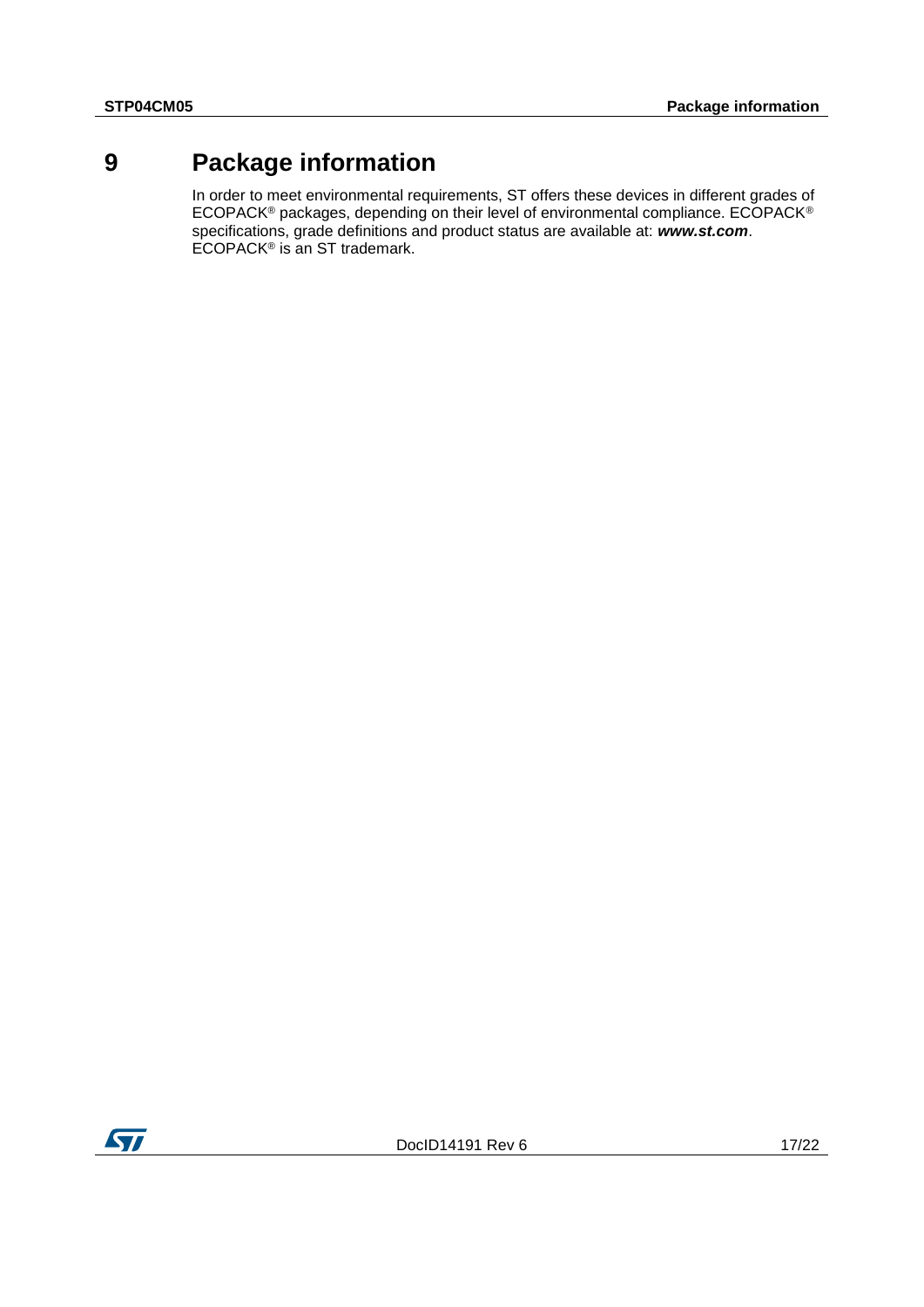# 9 Package information

In order to meet environmental requirements, ST offers these devices in different grades of ECOPACK® packages, depending on their level of environmental compliance. ECOPACK® specifications, grade definitions and product status are available at: ***www.st.com***. ECOPACK® is an ST trademark.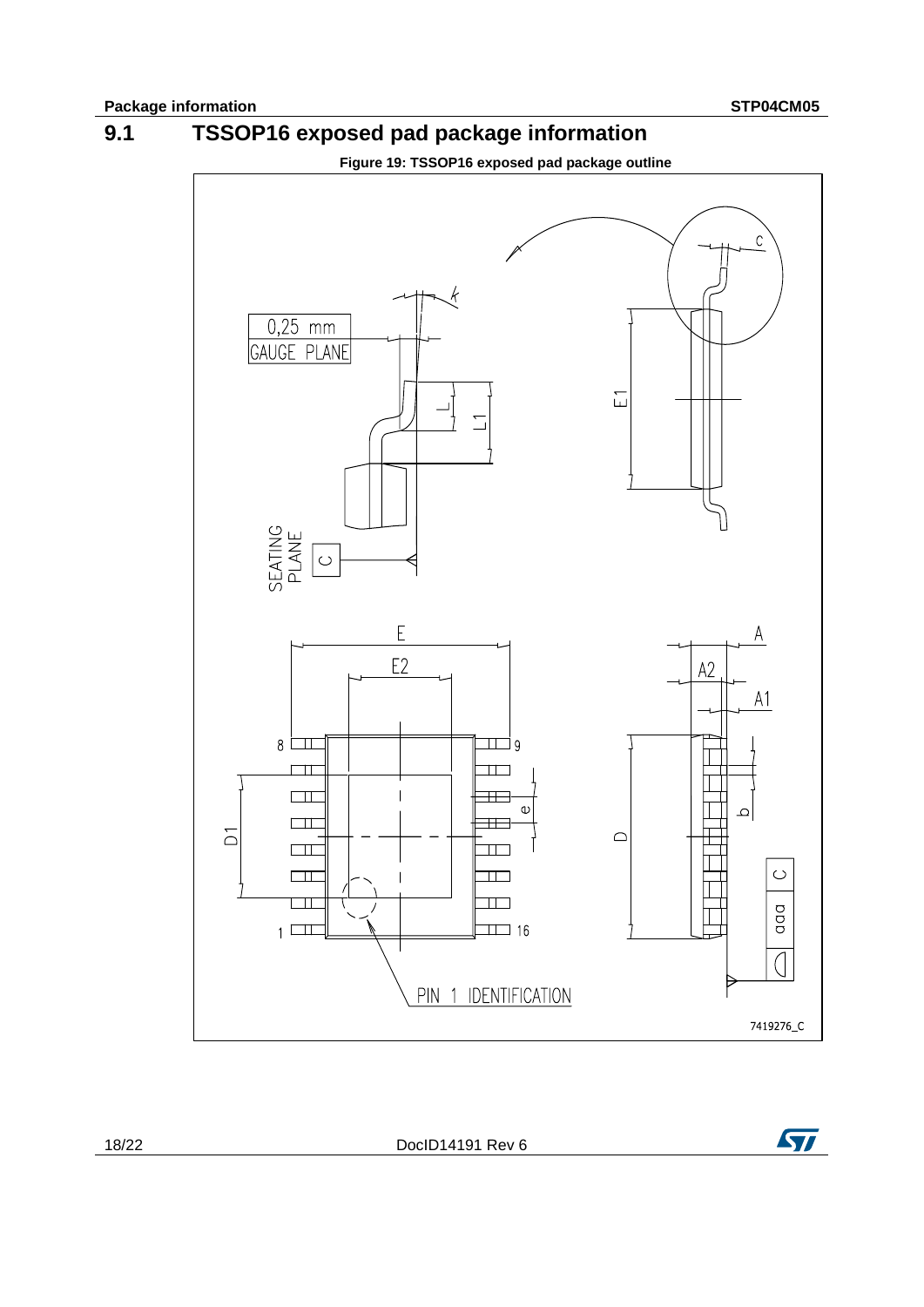## 9.1 TSSOP16 exposed pad package information

**Figure 19: TSSOP16 exposed pad package outline**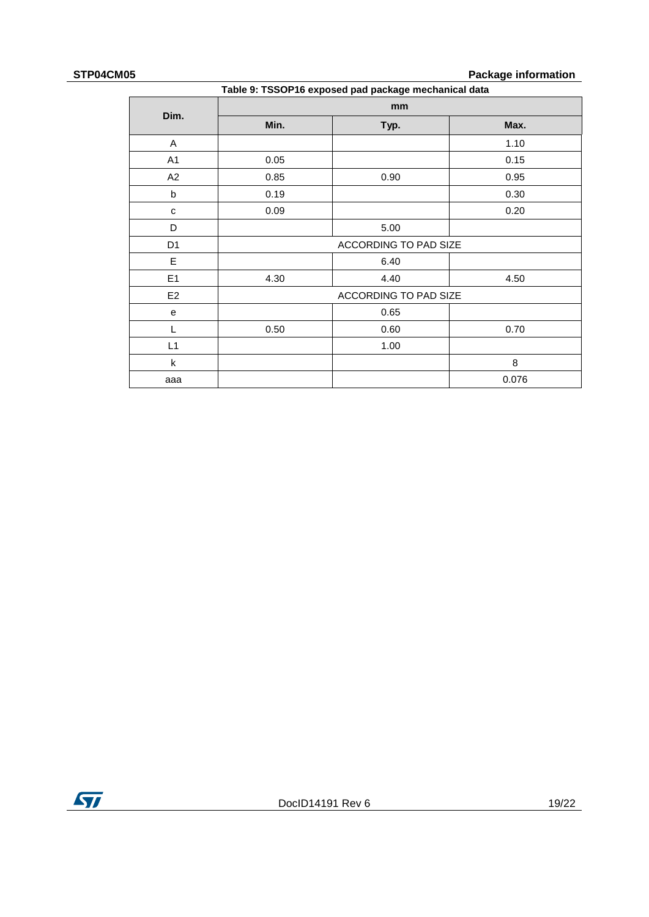Table 9: TSSOP16 exposed pad package mechanical data

| Dim. | mm | | |
|---|---|---|---|
| | Min. | Typ. | Max. |
| A | | | 1.10 |
| A1 | 0.05 | | 0.15 |
| A2 | 0.85 | 0.90 | 0.95 |
| b | 0.19 | | 0.30 |
| c | 0.09 | | 0.20 |
| D | | 5.00 | |
| D1 | ACCORDING TO PAD SIZE | | |
| E | | 6.40 | |
| E1 | 4.30 | 4.40 | 4.50 |
| E2 | ACCORDING TO PAD SIZE | | |
| e | | 0.65 | |
| L | 0.50 | 0.60 | 0.70 |
| L1 | | 1.00 | |
| k | | | 8 |
| aaa | | | 0.076 |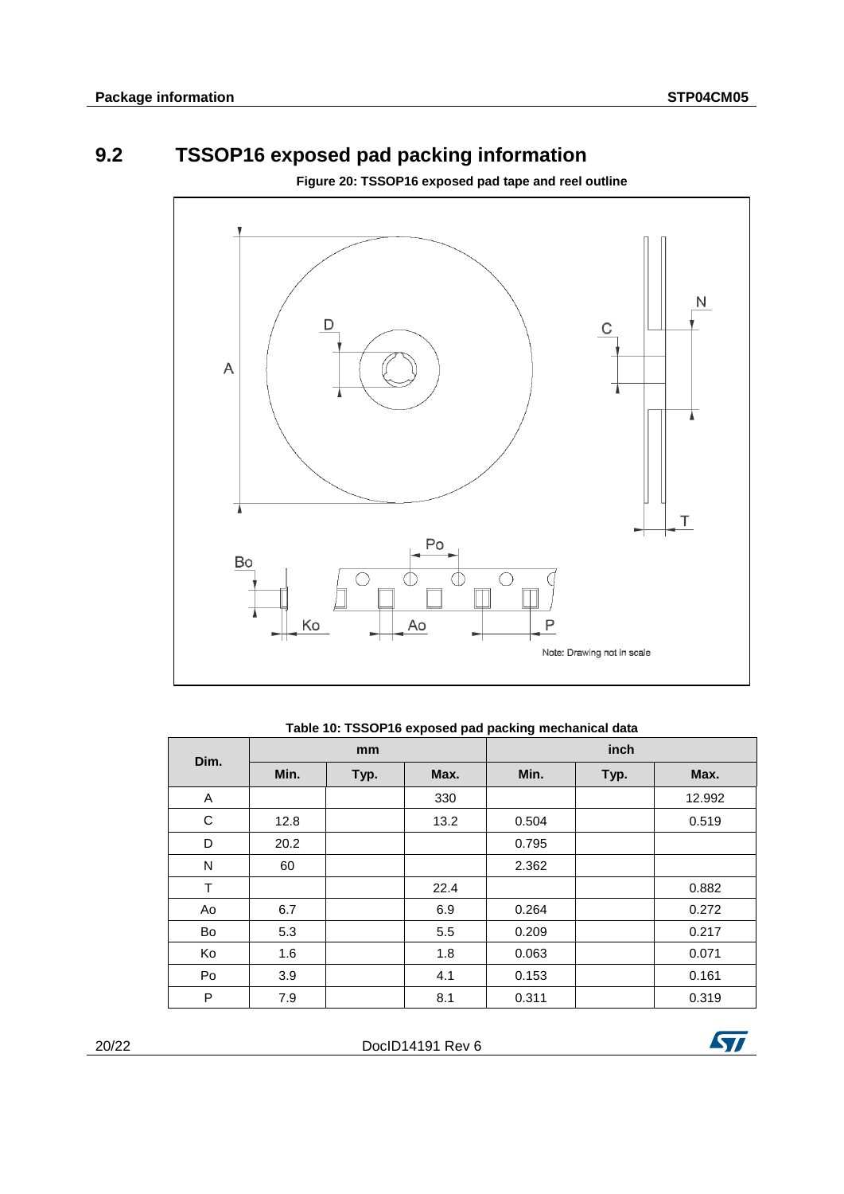## 9.2 TSSOP16 exposed pad packing information

**Figure 20: TSSOP16 exposed pad tape and reel outline**

Note: Drawing not in scale

**Table 10: TSSOP16 exposed pad packing mechanical data**

| Dim. | mm | | | inch | | |
|---|---|---|---|---|---|---|
| | Min. | Typ. | Max. | Min. | Typ. | Max. |
| A | | | 330 | | | 12.992 |
| C | 12.8 | | 13.2 | 0.504 | | 0.519 |
| D | 20.2 | | | 0.795 | | |
| N | 60 | | | 2.362 | | |
| T | | | 22.4 | | | 0.882 |
| Ao | 6.7 | | 6.9 | 0.264 | | 0.272 |
| Bo | 5.3 | | 5.5 | 0.209 | | 0.217 |
| Ko | 1.6 | | 1.8 | 0.063 | | 0.071 |
| Po | 3.9 | | 4.1 | 0.153 | | 0.161 |
| P | 7.9 | | 8.1 | 0.311 | | 0.319 |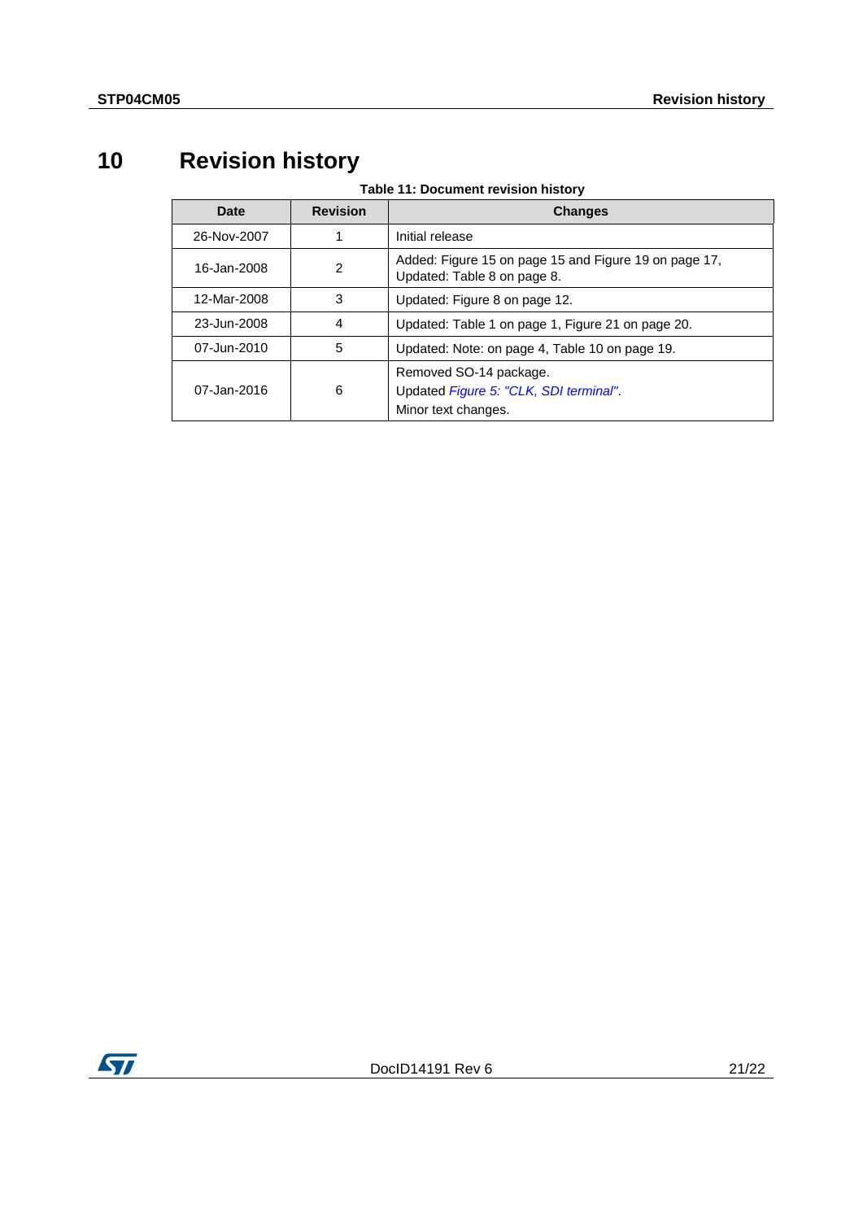# 10 Revision history

Table 11: Document revision history

| Date | Revision | Changes |
|---|---|---|
| 26-Nov-2007 | 1 | Initial release |
| 16-Jan-2008 | 2 | Added: Figure 15 on page 15 and Figure 19 on page 17, Updated: Table 8 on page 8. |
| 12-Mar-2008 | 3 | Updated: Figure 8 on page 12. |
| 23-Jun-2008 | 4 | Updated: Table 1 on page 1, Figure 21 on page 20. |
| 07-Jun-2010 | 5 | Updated: Note: on page 4, Table 10 on page 19. |
| 07-Jan-2016 | 6 | Removed SO-14 package.<br>Updated *Figure 5: "CLK, SDI terminal"*.<br>Minor text changes. |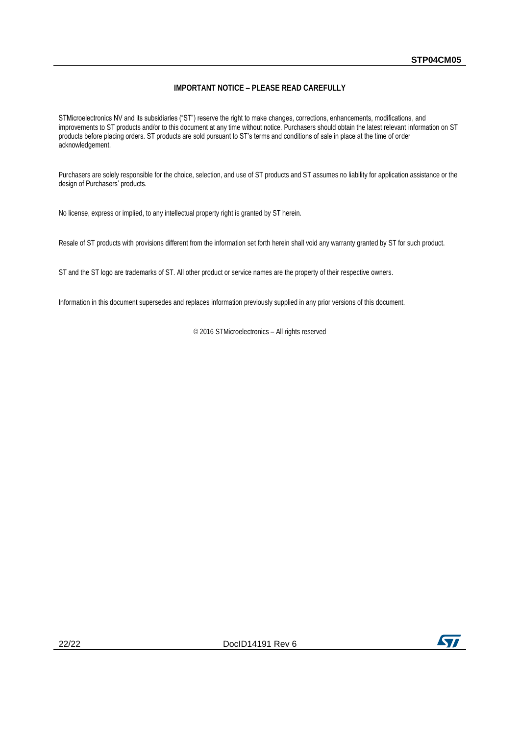**IMPORTANT NOTICE – PLEASE READ CAREFULLY**

STMicroelectronics NV and its subsidiaries ("ST") reserve the right to make changes, corrections, enhancements, modifications, and improvements to ST products and/or to this document at any time without notice. Purchasers should obtain the latest relevant information on ST products before placing orders. ST products are sold pursuant to ST's terms and conditions of sale in place at the time of order acknowledgement.

Purchasers are solely responsible for the choice, selection, and use of ST products and ST assumes no liability for application assistance or the design of Purchasers' products.

No license, express or implied, to any intellectual property right is granted by ST herein.

Resale of ST products with provisions different from the information set forth herein shall void any warranty granted by ST for such product.

ST and the ST logo are trademarks of ST. All other product or service names are the property of their respective owners.

Information in this document supersedes and replaces information previously supplied in any prior versions of this document.

© 2016 STMicroelectronics – All rights reserved